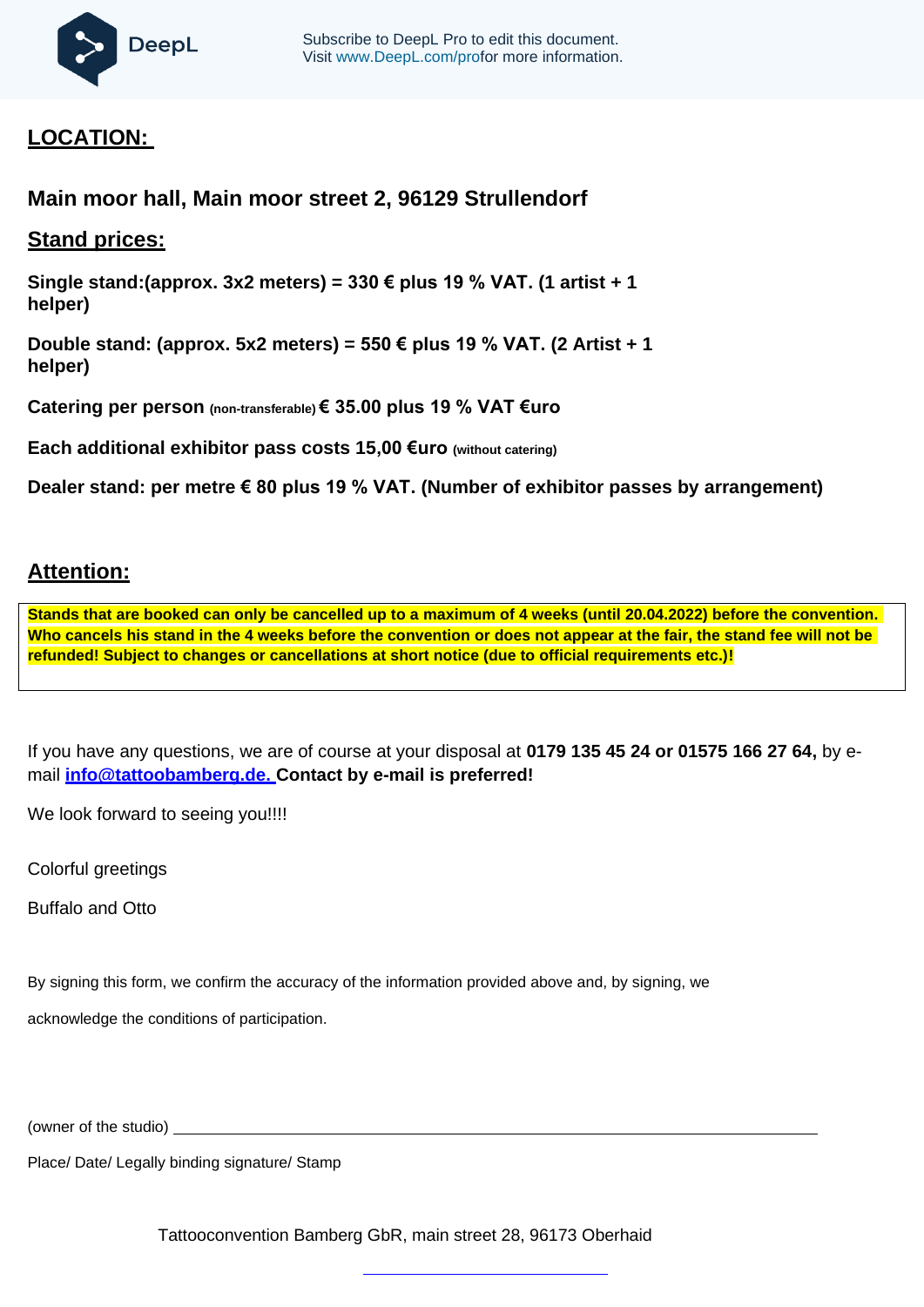## LOCATION:

## Main moor hall, Main moor street 2, 96129 Strullendorf

## Stand prices:

**Single stand:(approx. 3x2 meters) = 330 € plus 19 % VAT. (1 artist + 1 helper)**

**Double stand: (approx. 5x2 meters) = 550 € plus 19 % VAT. (2 Artist + 1 helper)**

**Catering per person** (non-transferable) **€ 35.00 plus 19 % VAT €uro**

**Each additional exhibitor pass costs 15,00 €uro** (without catering)

**Dealer stand: per metre € 80 plus 19 % VAT. (Number of exhibitor passes by arrangement)**

## Attention:

**Stands that are booked can only be cancelled up to a maximum of 4 weeks (until 20.04.2022) before the convention. Who cancels his stand in the 4 weeks before the convention or does not appear at the fair, the stand fee will not be refunded! Subject to changes or cancellations at short notice (due to official requirements etc.)!**

If you have any questions, we are of course at your disposal at **0179 135 45 24 or 01575 166 27 64,** by e-mail **info@tattoobamberg.de. Contact by e-mail is preferred!**

We look forward to seeing you!!!!

Colorful greetings

Buffalo and Otto

By signing this form, we confirm the accuracy of the information provided above and, by signing, we

acknowledge the conditions of participation.

(owner of the studio) ________________________________________________

Place/ Date/ Legally binding signature/ Stamp

Tattooconvention Bamberg GbR, main street 28, 96173 Oberhaid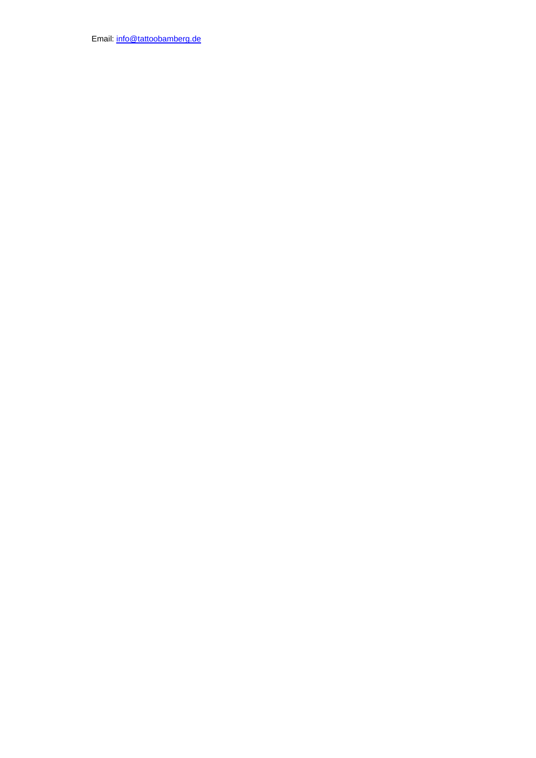Email: info@tattoobamberg.de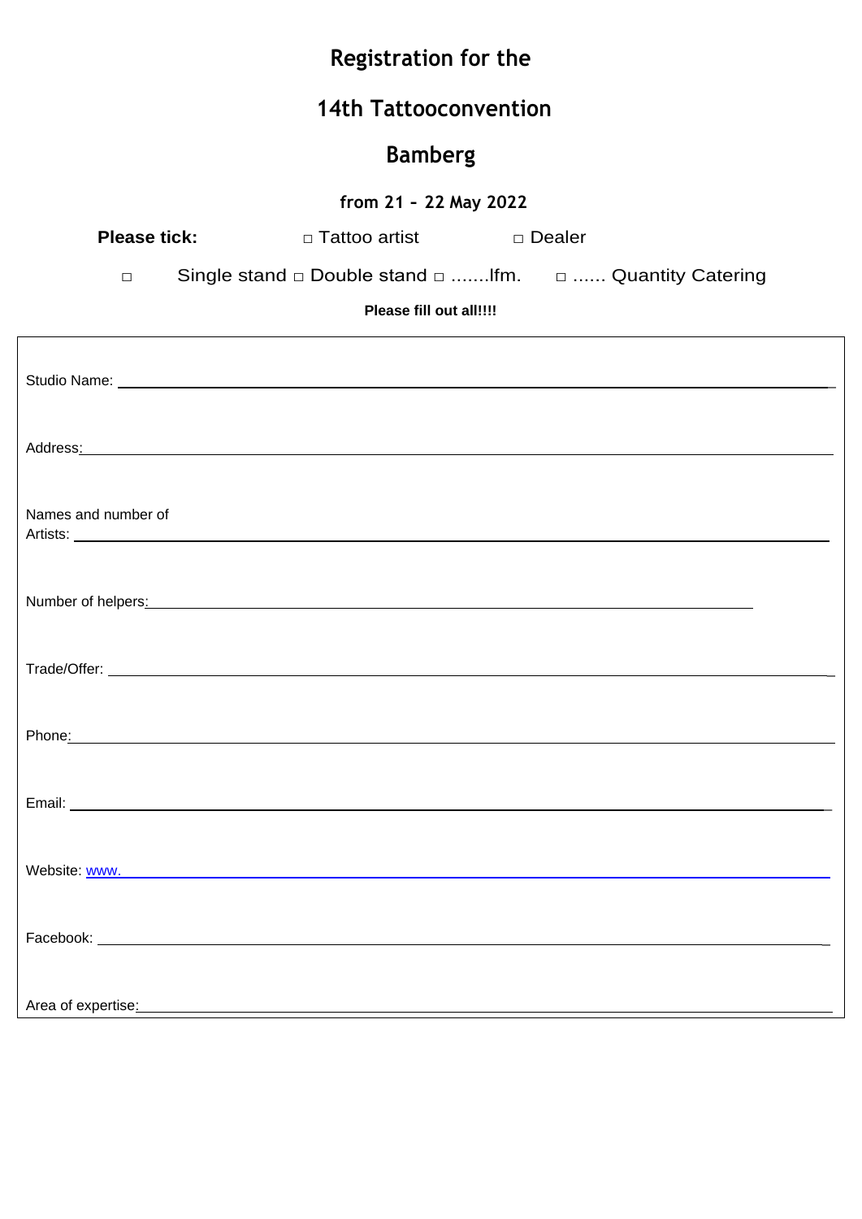# Registration for the

# 14th Tattooconvention

# Bamberg

**from 21 – 22 May 2022**

**Please tick:** □ Tattoo artist □ Dealer

□ Single stand □ Double stand □ .......lfm. □ ...... Quantity Catering

**Please fill out all!!!!**

Studio Name: \_\_\_\_\_\_\_\_\_\_\_\_\_\_\_\_\_\_\_\_\_\_\_\_\_\_\_\_\_\_\_\_\_\_\_\_\_\_\_\_

Address: \_\_\_\_\_\_\_\_\_\_\_\_\_\_\_\_\_\_\_\_\_\_\_\_\_\_\_\_\_\_\_\_\_\_\_\_\_\_\_\_

Names and number of
Artists: \_\_\_\_\_\_\_\_\_\_\_\_\_\_\_\_\_\_\_\_\_\_\_\_\_\_\_\_\_\_\_\_\_\_\_\_\_\_\_\_

Number of helpers: \_\_\_\_\_\_\_\_\_\_\_\_\_\_\_\_\_\_\_\_\_\_\_\_\_\_\_\_\_\_\_\_\_\_\_\_\_\_\_\_

Trade/Offer: \_\_\_\_\_\_\_\_\_\_\_\_\_\_\_\_\_\_\_\_\_\_\_\_\_\_\_\_\_\_\_\_\_\_\_\_\_\_\_\_

Phone: \_\_\_\_\_\_\_\_\_\_\_\_\_\_\_\_\_\_\_\_\_\_\_\_\_\_\_\_\_\_\_\_\_\_\_\_\_\_\_\_

Email: \_\_\_\_\_\_\_\_\_\_\_\_\_\_\_\_\_\_\_\_\_\_\_\_\_\_\_\_\_\_\_\_\_\_\_\_\_\_\_\_

Website: www. \_\_\_\_\_\_\_\_\_\_\_\_\_\_\_\_\_\_\_\_\_\_\_\_\_\_\_\_\_\_\_\_\_\_\_\_\_\_\_\_

Facebook: \_\_\_\_\_\_\_\_\_\_\_\_\_\_\_\_\_\_\_\_\_\_\_\_\_\_\_\_\_\_\_\_\_\_\_\_\_\_\_\_

Area of expertise: \_\_\_\_\_\_\_\_\_\_\_\_\_\_\_\_\_\_\_\_\_\_\_\_\_\_\_\_\_\_\_\_\_\_\_\_\_\_\_\_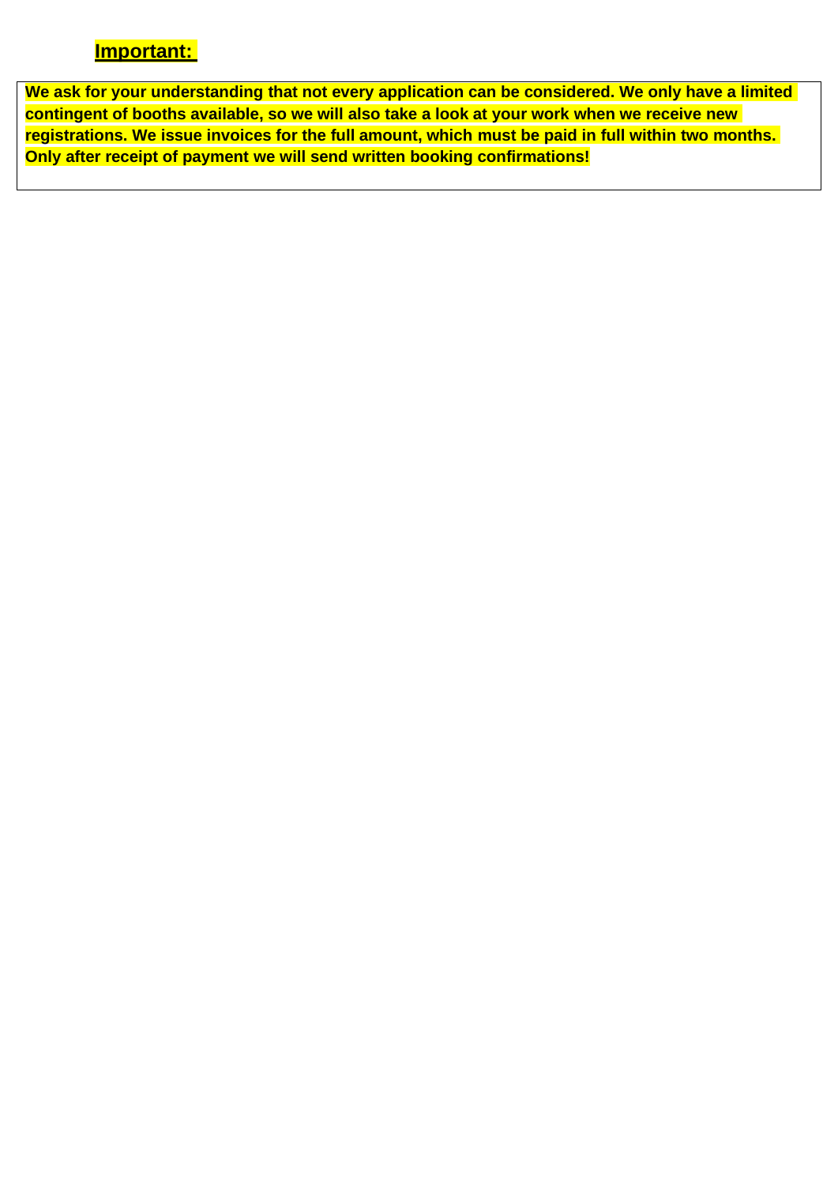**<u>Important:</u>**

**We ask for your understanding that not every application can be considered. We only have a limited contingent of booths available, so we will also take a look at your work when we receive new registrations. We issue invoices for the full amount, which must be paid in full within two months. Only after receipt of payment we will send written booking confirmations!**